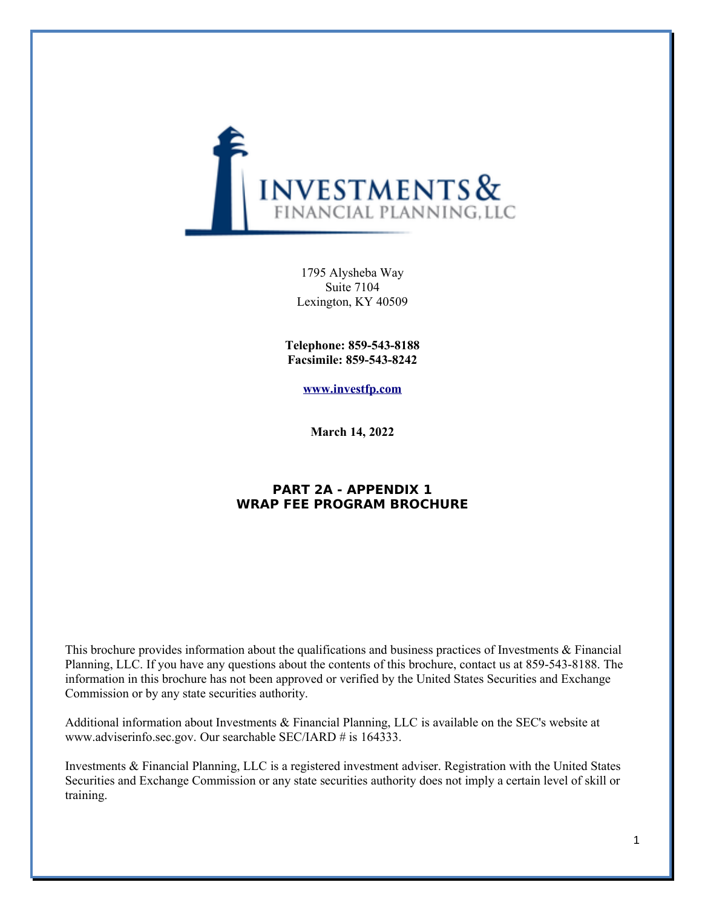1795 Alysheba Way
Suite 7104
Lexington, KY 40509

**Telephone: 859-543-8188**
**Facsimile: 859-543-8242**

**[www.investfp.com](http://www.investfp.com)**

**March 14, 2022**

# PART 2A - APPENDIX 1
# WRAP FEE PROGRAM BROCHURE

This brochure provides information about the qualifications and business practices of Investments & Financial Planning, LLC. If you have any questions about the contents of this brochure, contact us at 859-543-8188. The information in this brochure has not been approved or verified by the United States Securities and Exchange Commission or by any state securities authority.

Additional information about Investments & Financial Planning, LLC is available on the SEC's website at www.adviserinfo.sec.gov. Our searchable SEC/IARD # is 164333.

Investments & Financial Planning, LLC is a registered investment adviser. Registration with the United States Securities and Exchange Commission or any state securities authority does not imply a certain level of skill or training.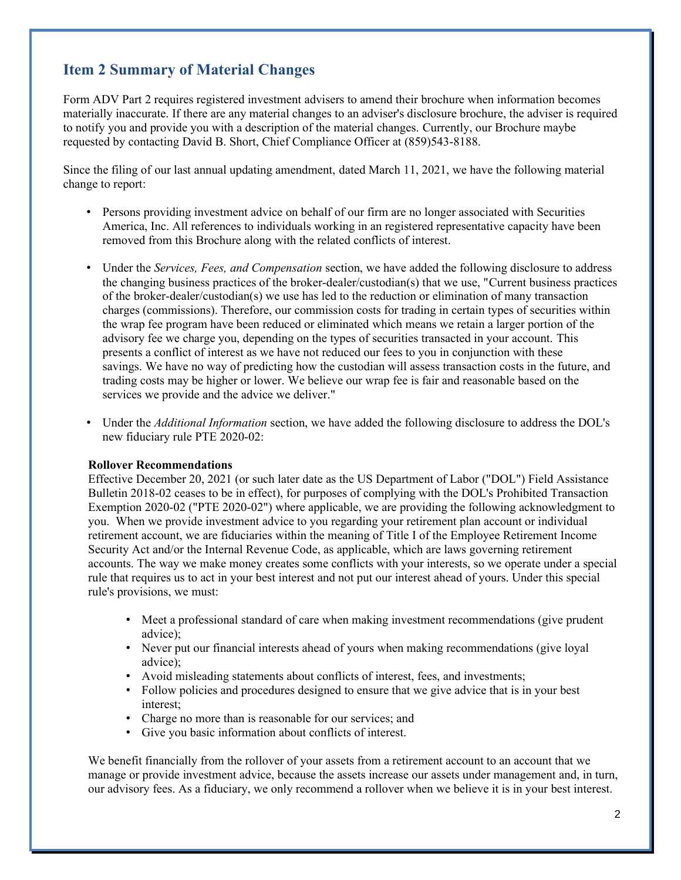## Item 2 Summary of Material Changes

Form ADV Part 2 requires registered investment advisers to amend their brochure when information becomes materially inaccurate. If there are any material changes to an adviser's disclosure brochure, the adviser is required to notify you and provide you with a description of the material changes. Currently, our Brochure maybe requested by contacting David B. Short, Chief Compliance Officer at (859)543-8188.

Since the filing of our last annual updating amendment, dated March 11, 2021, we have the following material change to report:

- Persons providing investment advice on behalf of our firm are no longer associated with Securities America, Inc. All references to individuals working in an registered representative capacity have been removed from this Brochure along with the related conflicts of interest.

- Under the *Services, Fees, and Compensation* section, we have added the following disclosure to address the changing business practices of the broker-dealer/custodian(s) that we use, "Current business practices of the broker-dealer/custodian(s) we use has led to the reduction or elimination of many transaction charges (commissions). Therefore, our commission costs for trading in certain types of securities within the wrap fee program have been reduced or eliminated which means we retain a larger portion of the advisory fee we charge you, depending on the types of securities transacted in your account. This presents a conflict of interest as we have not reduced our fees to you in conjunction with these savings. We have no way of predicting how the custodian will assess transaction costs in the future, and trading costs may be higher or lower. We believe our wrap fee is fair and reasonable based on the services we provide and the advice we deliver."

- Under the *Additional Information* section, we have added the following disclosure to address the DOL's new fiduciary rule PTE 2020-02:

  **Rollover Recommendations**
  Effective December 20, 2021 (or such later date as the US Department of Labor ("DOL") Field Assistance Bulletin 2018-02 ceases to be in effect), for purposes of complying with the DOL's Prohibited Transaction Exemption 2020-02 ("PTE 2020-02") where applicable, we are providing the following acknowledgment to you. When we provide investment advice to you regarding your retirement plan account or individual retirement account, we are fiduciaries within the meaning of Title I of the Employee Retirement Income Security Act and/or the Internal Revenue Code, as applicable, which are laws governing retirement accounts. The way we make money creates some conflicts with your interests, so we operate under a special rule that requires us to act in your best interest and not put our interest ahead of yours. Under this special rule's provisions, we must:

  - Meet a professional standard of care when making investment recommendations (give prudent advice);
  - Never put our financial interests ahead of yours when making recommendations (give loyal advice);
  - Avoid misleading statements about conflicts of interest, fees, and investments;
  - Follow policies and procedures designed to ensure that we give advice that is in your best interest;
  - Charge no more than is reasonable for our services; and
  - Give you basic information about conflicts of interest.

  We benefit financially from the rollover of your assets from a retirement account to an account that we manage or provide investment advice, because the assets increase our assets under management and, in turn, our advisory fees. As a fiduciary, we only recommend a rollover when we believe it is in your best interest.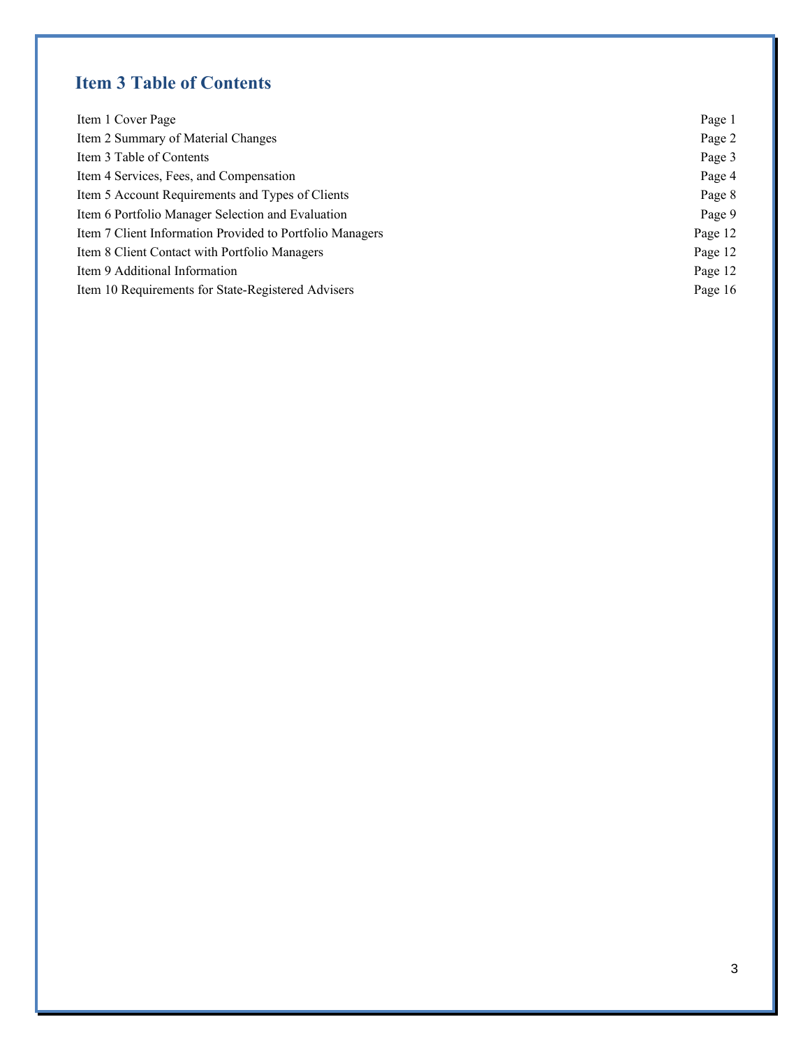# Item 3 Table of Contents

| | |
|---|---|
| Item 1 Cover Page | Page 1 |
| Item 2 Summary of Material Changes | Page 2 |
| Item 3 Table of Contents | Page 3 |
| Item 4 Services, Fees, and Compensation | Page 4 |
| Item 5 Account Requirements and Types of Clients | Page 8 |
| Item 6 Portfolio Manager Selection and Evaluation | Page 9 |
| Item 7 Client Information Provided to Portfolio Managers | Page 12 |
| Item 8 Client Contact with Portfolio Managers | Page 12 |
| Item 9 Additional Information | Page 12 |
| Item 10 Requirements for State-Registered Advisers | Page 16 |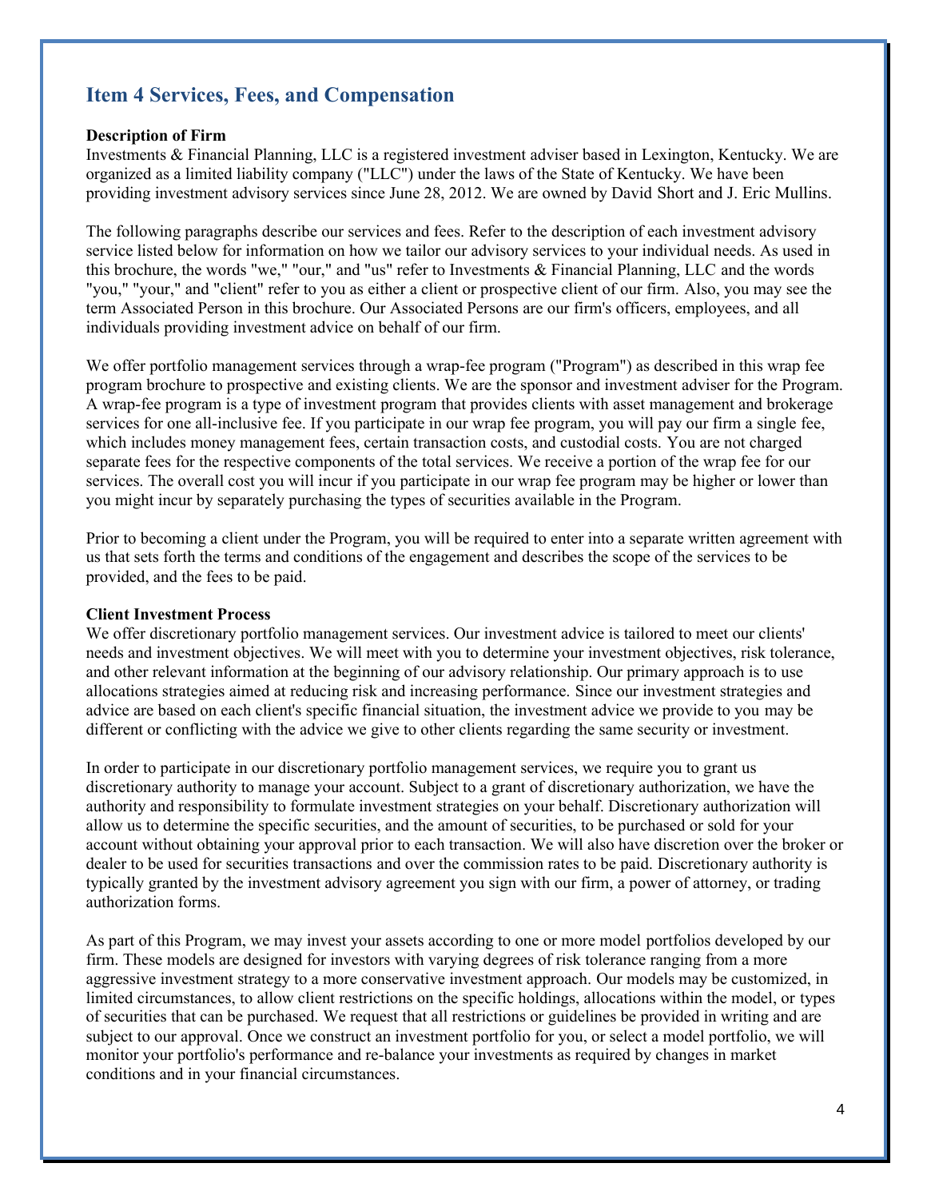## Item 4 Services, Fees, and Compensation

**Description of Firm**
Investments & Financial Planning, LLC is a registered investment adviser based in Lexington, Kentucky. We are organized as a limited liability company ("LLC") under the laws of the State of Kentucky. We have been providing investment advisory services since June 28, 2012. We are owned by David Short and J. Eric Mullins.

The following paragraphs describe our services and fees. Refer to the description of each investment advisory service listed below for information on how we tailor our advisory services to your individual needs. As used in this brochure, the words "we," "our," and "us" refer to Investments & Financial Planning, LLC and the words "you," "your," and "client" refer to you as either a client or prospective client of our firm. Also, you may see the term Associated Person in this brochure. Our Associated Persons are our firm's officers, employees, and all individuals providing investment advice on behalf of our firm.

We offer portfolio management services through a wrap-fee program ("Program") as described in this wrap fee program brochure to prospective and existing clients. We are the sponsor and investment adviser for the Program. A wrap-fee program is a type of investment program that provides clients with asset management and brokerage services for one all-inclusive fee. If you participate in our wrap fee program, you will pay our firm a single fee, which includes money management fees, certain transaction costs, and custodial costs. You are not charged separate fees for the respective components of the total services. We receive a portion of the wrap fee for our services. The overall cost you will incur if you participate in our wrap fee program may be higher or lower than you might incur by separately purchasing the types of securities available in the Program.

Prior to becoming a client under the Program, you will be required to enter into a separate written agreement with us that sets forth the terms and conditions of the engagement and describes the scope of the services to be provided, and the fees to be paid.

**Client Investment Process**
We offer discretionary portfolio management services. Our investment advice is tailored to meet our clients' needs and investment objectives. We will meet with you to determine your investment objectives, risk tolerance, and other relevant information at the beginning of our advisory relationship. Our primary approach is to use allocations strategies aimed at reducing risk and increasing performance. Since our investment strategies and advice are based on each client's specific financial situation, the investment advice we provide to you may be different or conflicting with the advice we give to other clients regarding the same security or investment.

In order to participate in our discretionary portfolio management services, we require you to grant us discretionary authority to manage your account. Subject to a grant of discretionary authorization, we have the authority and responsibility to formulate investment strategies on your behalf. Discretionary authorization will allow us to determine the specific securities, and the amount of securities, to be purchased or sold for your account without obtaining your approval prior to each transaction. We will also have discretion over the broker or dealer to be used for securities transactions and over the commission rates to be paid. Discretionary authority is typically granted by the investment advisory agreement you sign with our firm, a power of attorney, or trading authorization forms.

As part of this Program, we may invest your assets according to one or more model portfolios developed by our firm. These models are designed for investors with varying degrees of risk tolerance ranging from a more aggressive investment strategy to a more conservative investment approach. Our models may be customized, in limited circumstances, to allow client restrictions on the specific holdings, allocations within the model, or types of securities that can be purchased. We request that all restrictions or guidelines be provided in writing and are subject to our approval. Once we construct an investment portfolio for you, or select a model portfolio, we will monitor your portfolio's performance and re-balance your investments as required by changes in market conditions and in your financial circumstances.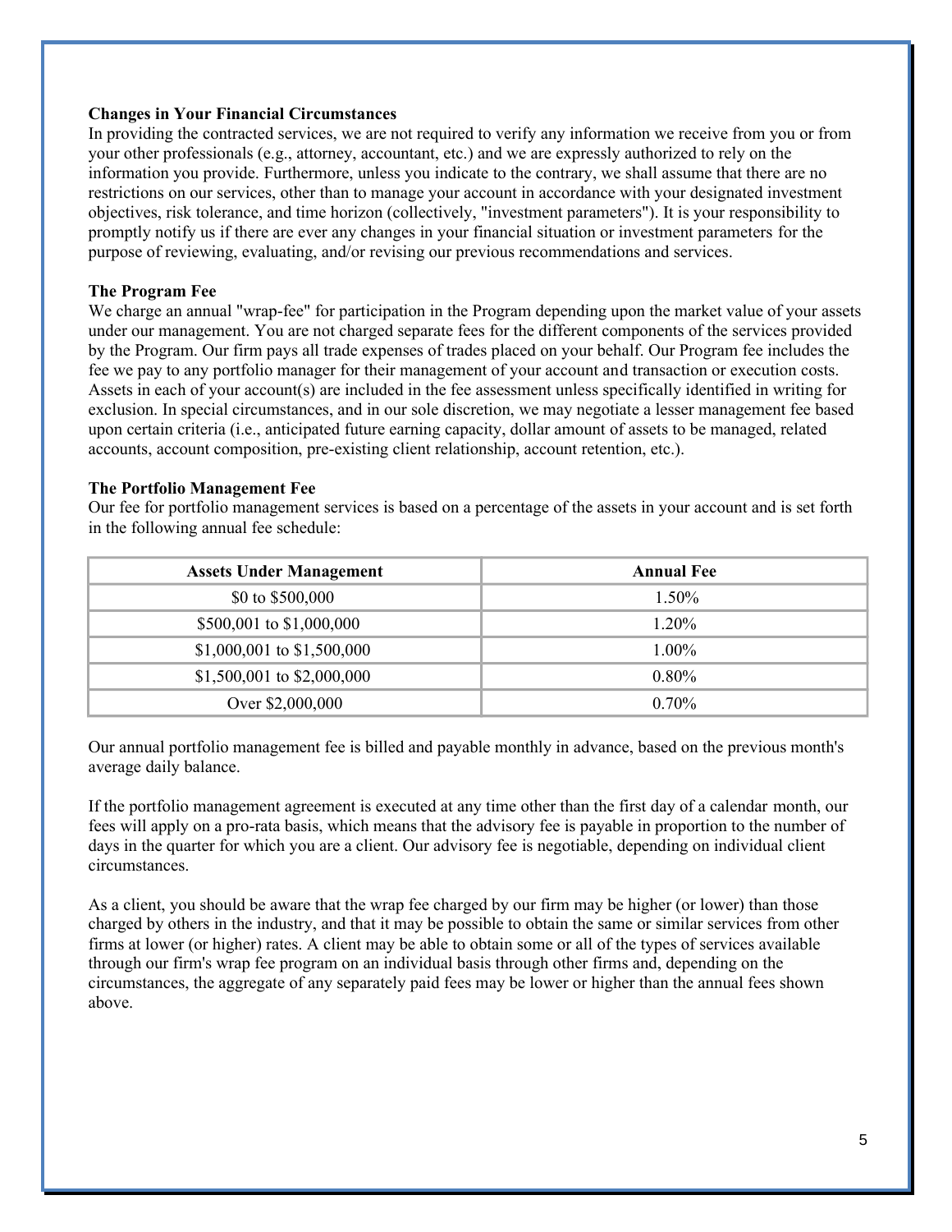**Changes in Your Financial Circumstances**

In providing the contracted services, we are not required to verify any information we receive from you or from your other professionals (e.g., attorney, accountant, etc.) and we are expressly authorized to rely on the information you provide. Furthermore, unless you indicate to the contrary, we shall assume that there are no restrictions on our services, other than to manage your account in accordance with your designated investment objectives, risk tolerance, and time horizon (collectively, "investment parameters"). It is your responsibility to promptly notify us if there are ever any changes in your financial situation or investment parameters for the purpose of reviewing, evaluating, and/or revising our previous recommendations and services.

**The Program Fee**

We charge an annual "wrap-fee" for participation in the Program depending upon the market value of your assets under our management. You are not charged separate fees for the different components of the services provided by the Program. Our firm pays all trade expenses of trades placed on your behalf. Our Program fee includes the fee we pay to any portfolio manager for their management of your account and transaction or execution costs. Assets in each of your account(s) are included in the fee assessment unless specifically identified in writing for exclusion. In special circumstances, and in our sole discretion, we may negotiate a lesser management fee based upon certain criteria (i.e., anticipated future earning capacity, dollar amount of assets to be managed, related accounts, account composition, pre-existing client relationship, account retention, etc.).

**The Portfolio Management Fee**

Our fee for portfolio management services is based on a percentage of the assets in your account and is set forth in the following annual fee schedule:

| Assets Under Management | Annual Fee |
|---|---|
| $0 to $500,000 | 1.50% |
| $500,001 to $1,000,000 | 1.20% |
| $1,000,001 to $1,500,000 | 1.00% |
| $1,500,001 to $2,000,000 | 0.80% |
| Over $2,000,000 | 0.70% |

Our annual portfolio management fee is billed and payable monthly in advance, based on the previous month's average daily balance.

If the portfolio management agreement is executed at any time other than the first day of a calendar month, our fees will apply on a pro-rata basis, which means that the advisory fee is payable in proportion to the number of days in the quarter for which you are a client. Our advisory fee is negotiable, depending on individual client circumstances.

As a client, you should be aware that the wrap fee charged by our firm may be higher (or lower) than those charged by others in the industry, and that it may be possible to obtain the same or similar services from other firms at lower (or higher) rates. A client may be able to obtain some or all of the types of services available through our firm's wrap fee program on an individual basis through other firms and, depending on the circumstances, the aggregate of any separately paid fees may be lower or higher than the annual fees shown above.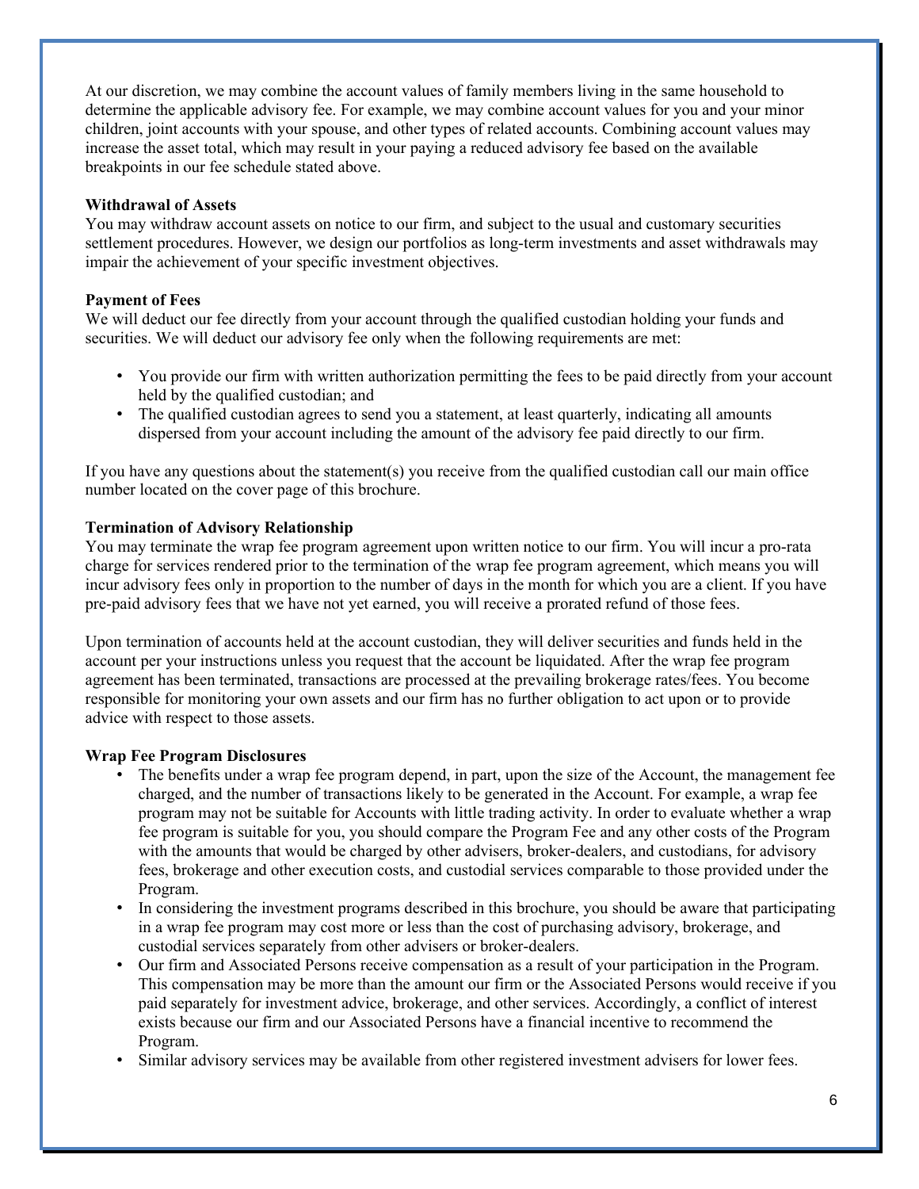At our discretion, we may combine the account values of family members living in the same household to determine the applicable advisory fee. For example, we may combine account values for you and your minor children, joint accounts with your spouse, and other types of related accounts. Combining account values may increase the asset total, which may result in your paying a reduced advisory fee based on the available breakpoints in our fee schedule stated above.

**Withdrawal of Assets**

You may withdraw account assets on notice to our firm, and subject to the usual and customary securities settlement procedures. However, we design our portfolios as long-term investments and asset withdrawals may impair the achievement of your specific investment objectives.

**Payment of Fees**

We will deduct our fee directly from your account through the qualified custodian holding your funds and securities. We will deduct our advisory fee only when the following requirements are met:

- You provide our firm with written authorization permitting the fees to be paid directly from your account held by the qualified custodian; and
- The qualified custodian agrees to send you a statement, at least quarterly, indicating all amounts dispersed from your account including the amount of the advisory fee paid directly to our firm.

If you have any questions about the statement(s) you receive from the qualified custodian call our main office number located on the cover page of this brochure.

**Termination of Advisory Relationship**

You may terminate the wrap fee program agreement upon written notice to our firm. You will incur a pro-rata charge for services rendered prior to the termination of the wrap fee program agreement, which means you will incur advisory fees only in proportion to the number of days in the month for which you are a client. If you have pre-paid advisory fees that we have not yet earned, you will receive a prorated refund of those fees.

Upon termination of accounts held at the account custodian, they will deliver securities and funds held in the account per your instructions unless you request that the account be liquidated. After the wrap fee program agreement has been terminated, transactions are processed at the prevailing brokerage rates/fees. You become responsible for monitoring your own assets and our firm has no further obligation to act upon or to provide advice with respect to those assets.

**Wrap Fee Program Disclosures**

- The benefits under a wrap fee program depend, in part, upon the size of the Account, the management fee charged, and the number of transactions likely to be generated in the Account. For example, a wrap fee program may not be suitable for Accounts with little trading activity. In order to evaluate whether a wrap fee program is suitable for you, you should compare the Program Fee and any other costs of the Program with the amounts that would be charged by other advisers, broker-dealers, and custodians, for advisory fees, brokerage and other execution costs, and custodial services comparable to those provided under the Program.
- In considering the investment programs described in this brochure, you should be aware that participating in a wrap fee program may cost more or less than the cost of purchasing advisory, brokerage, and custodial services separately from other advisers or broker-dealers.
- Our firm and Associated Persons receive compensation as a result of your participation in the Program. This compensation may be more than the amount our firm or the Associated Persons would receive if you paid separately for investment advice, brokerage, and other services. Accordingly, a conflict of interest exists because our firm and our Associated Persons have a financial incentive to recommend the Program.
- Similar advisory services may be available from other registered investment advisers for lower fees.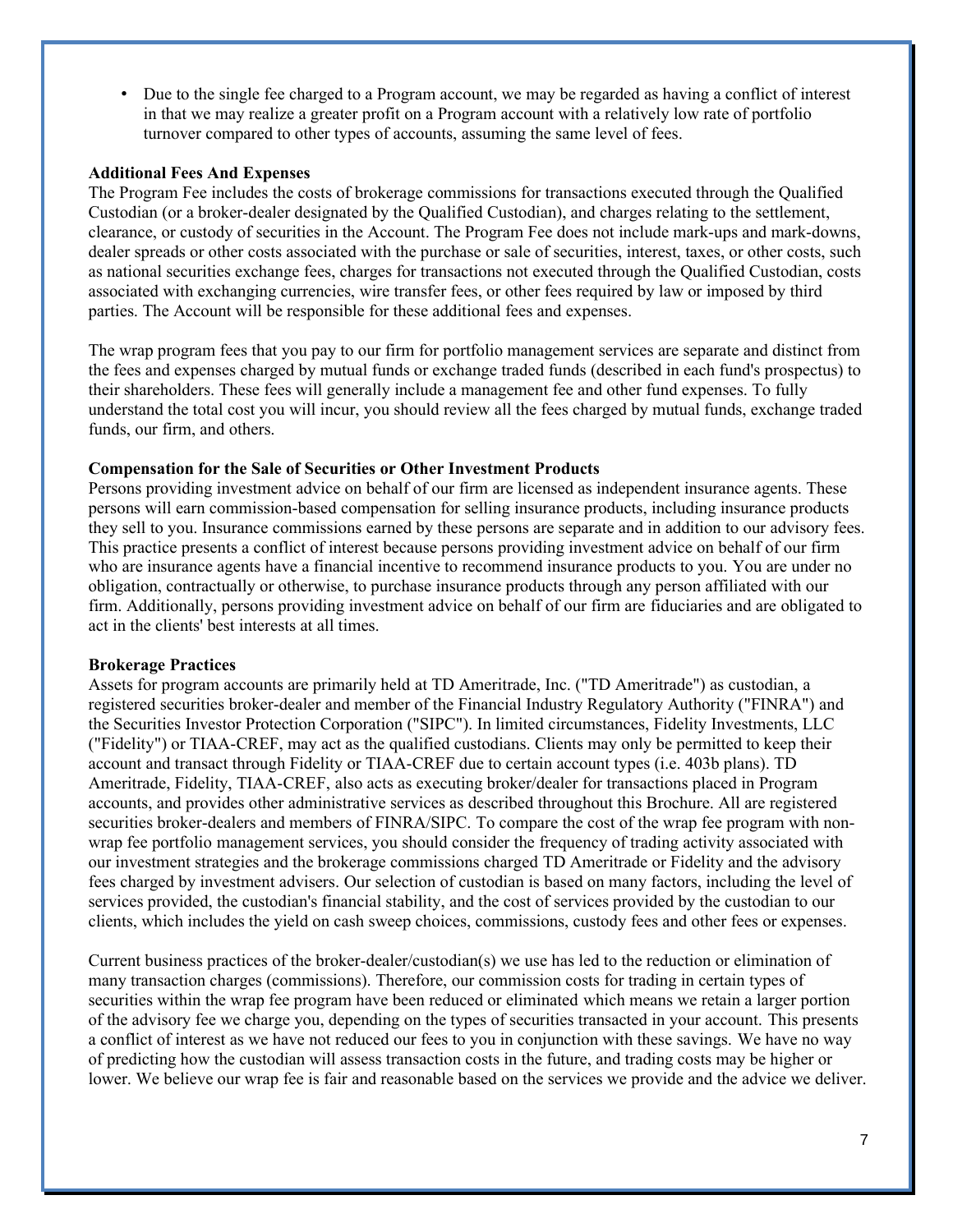- Due to the single fee charged to a Program account, we may be regarded as having a conflict of interest in that we may realize a greater profit on a Program account with a relatively low rate of portfolio turnover compared to other types of accounts, assuming the same level of fees.

**Additional Fees And Expenses**

The Program Fee includes the costs of brokerage commissions for transactions executed through the Qualified Custodian (or a broker-dealer designated by the Qualified Custodian), and charges relating to the settlement, clearance, or custody of securities in the Account. The Program Fee does not include mark-ups and mark-downs, dealer spreads or other costs associated with the purchase or sale of securities, interest, taxes, or other costs, such as national securities exchange fees, charges for transactions not executed through the Qualified Custodian, costs associated with exchanging currencies, wire transfer fees, or other fees required by law or imposed by third parties. The Account will be responsible for these additional fees and expenses.

The wrap program fees that you pay to our firm for portfolio management services are separate and distinct from the fees and expenses charged by mutual funds or exchange traded funds (described in each fund's prospectus) to their shareholders. These fees will generally include a management fee and other fund expenses. To fully understand the total cost you will incur, you should review all the fees charged by mutual funds, exchange traded funds, our firm, and others.

**Compensation for the Sale of Securities or Other Investment Products**

Persons providing investment advice on behalf of our firm are licensed as independent insurance agents. These persons will earn commission-based compensation for selling insurance products, including insurance products they sell to you. Insurance commissions earned by these persons are separate and in addition to our advisory fees. This practice presents a conflict of interest because persons providing investment advice on behalf of our firm who are insurance agents have a financial incentive to recommend insurance products to you. You are under no obligation, contractually or otherwise, to purchase insurance products through any person affiliated with our firm. Additionally, persons providing investment advice on behalf of our firm are fiduciaries and are obligated to act in the clients' best interests at all times.

**Brokerage Practices**

Assets for program accounts are primarily held at TD Ameritrade, Inc. ("TD Ameritrade") as custodian, a registered securities broker-dealer and member of the Financial Industry Regulatory Authority ("FINRA") and the Securities Investor Protection Corporation ("SIPC"). In limited circumstances, Fidelity Investments, LLC ("Fidelity") or TIAA-CREF, may act as the qualified custodians. Clients may only be permitted to keep their account and transact through Fidelity or TIAA-CREF due to certain account types (i.e. 403b plans). TD Ameritrade, Fidelity, TIAA-CREF, also acts as executing broker/dealer for transactions placed in Program accounts, and provides other administrative services as described throughout this Brochure. All are registered securities broker-dealers and members of FINRA/SIPC. To compare the cost of the wrap fee program with non-wrap fee portfolio management services, you should consider the frequency of trading activity associated with our investment strategies and the brokerage commissions charged TD Ameritrade or Fidelity and the advisory fees charged by investment advisers. Our selection of custodian is based on many factors, including the level of services provided, the custodian's financial stability, and the cost of services provided by the custodian to our clients, which includes the yield on cash sweep choices, commissions, custody fees and other fees or expenses.

Current business practices of the broker-dealer/custodian(s) we use has led to the reduction or elimination of many transaction charges (commissions). Therefore, our commission costs for trading in certain types of securities within the wrap fee program have been reduced or eliminated which means we retain a larger portion of the advisory fee we charge you, depending on the types of securities transacted in your account. This presents a conflict of interest as we have not reduced our fees to you in conjunction with these savings. We have no way of predicting how the custodian will assess transaction costs in the future, and trading costs may be higher or lower. We believe our wrap fee is fair and reasonable based on the services we provide and the advice we deliver.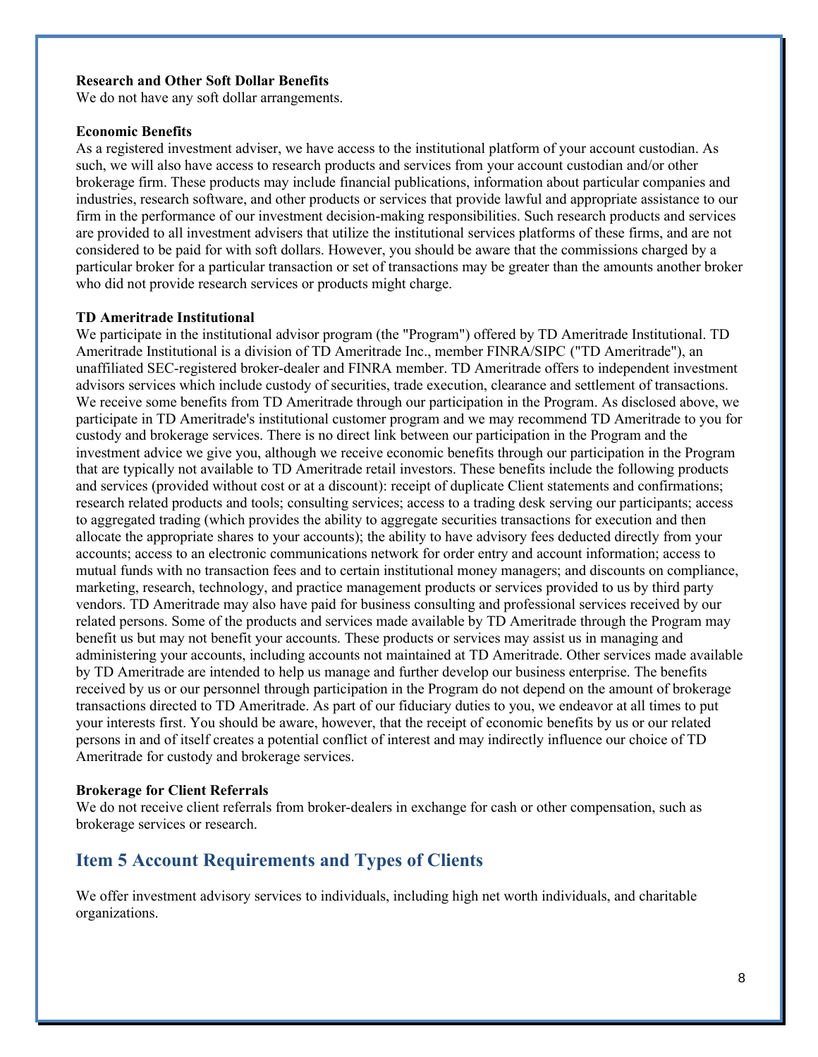**Research and Other Soft Dollar Benefits**
We do not have any soft dollar arrangements.

**Economic Benefits**
As a registered investment adviser, we have access to the institutional platform of your account custodian. As such, we will also have access to research products and services from your account custodian and/or other brokerage firm. These products may include financial publications, information about particular companies and industries, research software, and other products or services that provide lawful and appropriate assistance to our firm in the performance of our investment decision-making responsibilities. Such research products and services are provided to all investment advisers that utilize the institutional services platforms of these firms, and are not considered to be paid for with soft dollars. However, you should be aware that the commissions charged by a particular broker for a particular transaction or set of transactions may be greater than the amounts another broker who did not provide research services or products might charge.

**TD Ameritrade Institutional**
We participate in the institutional advisor program (the "Program") offered by TD Ameritrade Institutional. TD Ameritrade Institutional is a division of TD Ameritrade Inc., member FINRA/SIPC ("TD Ameritrade"), an unaffiliated SEC-registered broker-dealer and FINRA member. TD Ameritrade offers to independent investment advisors services which include custody of securities, trade execution, clearance and settlement of transactions. We receive some benefits from TD Ameritrade through our participation in the Program. As disclosed above, we participate in TD Ameritrade's institutional customer program and we may recommend TD Ameritrade to you for custody and brokerage services. There is no direct link between our participation in the Program and the investment advice we give you, although we receive economic benefits through our participation in the Program that are typically not available to TD Ameritrade retail investors. These benefits include the following products and services (provided without cost or at a discount): receipt of duplicate Client statements and confirmations; research related products and tools; consulting services; access to a trading desk serving our participants; access to aggregated trading (which provides the ability to aggregate securities transactions for execution and then allocate the appropriate shares to your accounts); the ability to have advisory fees deducted directly from your accounts; access to an electronic communications network for order entry and account information; access to mutual funds with no transaction fees and to certain institutional money managers; and discounts on compliance, marketing, research, technology, and practice management products or services provided to us by third party vendors. TD Ameritrade may also have paid for business consulting and professional services received by our related persons. Some of the products and services made available by TD Ameritrade through the Program may benefit us but may not benefit your accounts. These products or services may assist us in managing and administering your accounts, including accounts not maintained at TD Ameritrade. Other services made available by TD Ameritrade are intended to help us manage and further develop our business enterprise. The benefits received by us or our personnel through participation in the Program do not depend on the amount of brokerage transactions directed to TD Ameritrade. As part of our fiduciary duties to you, we endeavor at all times to put your interests first. You should be aware, however, that the receipt of economic benefits by us or our related persons in and of itself creates a potential conflict of interest and may indirectly influence our choice of TD Ameritrade for custody and brokerage services.

**Brokerage for Client Referrals**
We do not receive client referrals from broker-dealers in exchange for cash or other compensation, such as brokerage services or research.

## Item 5 Account Requirements and Types of Clients

We offer investment advisory services to individuals, including high net worth individuals, and charitable organizations.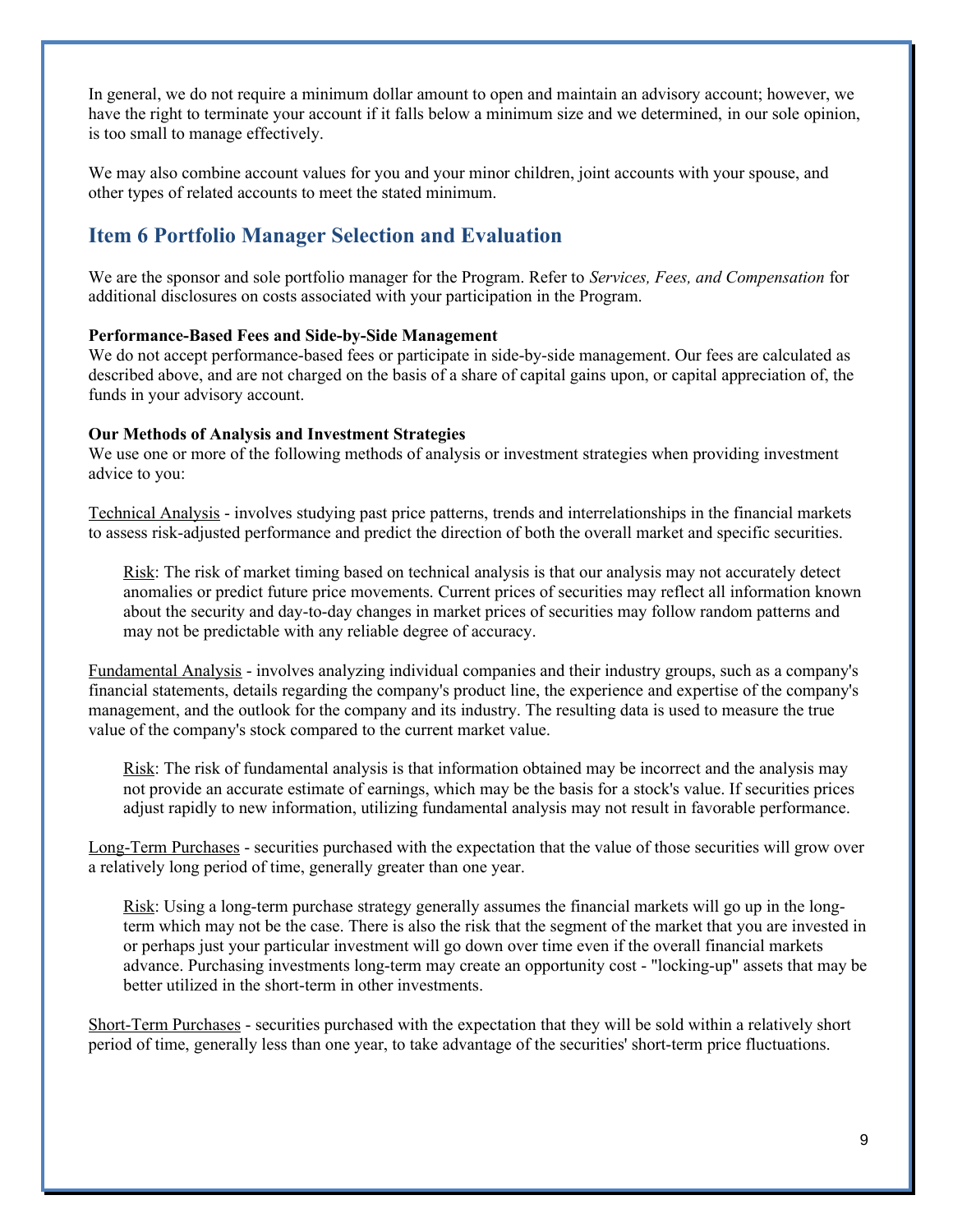In general, we do not require a minimum dollar amount to open and maintain an advisory account; however, we have the right to terminate your account if it falls below a minimum size and we determined, in our sole opinion, is too small to manage effectively.

We may also combine account values for you and your minor children, joint accounts with your spouse, and other types of related accounts to meet the stated minimum.

## Item 6 Portfolio Manager Selection and Evaluation

We are the sponsor and sole portfolio manager for the Program. Refer to *Services, Fees, and Compensation* for additional disclosures on costs associated with your participation in the Program.

**Performance-Based Fees and Side-by-Side Management**

We do not accept performance-based fees or participate in side-by-side management. Our fees are calculated as described above, and are not charged on the basis of a share of capital gains upon, or capital appreciation of, the funds in your advisory account.

**Our Methods of Analysis and Investment Strategies**

We use one or more of the following methods of analysis or investment strategies when providing investment advice to you:

Technical Analysis - involves studying past price patterns, trends and interrelationships in the financial markets to assess risk-adjusted performance and predict the direction of both the overall market and specific securities.

> Risk: The risk of market timing based on technical analysis is that our analysis may not accurately detect anomalies or predict future price movements. Current prices of securities may reflect all information known about the security and day-to-day changes in market prices of securities may follow random patterns and may not be predictable with any reliable degree of accuracy.

Fundamental Analysis - involves analyzing individual companies and their industry groups, such as a company's financial statements, details regarding the company's product line, the experience and expertise of the company's management, and the outlook for the company and its industry. The resulting data is used to measure the true value of the company's stock compared to the current market value.

> Risk: The risk of fundamental analysis is that information obtained may be incorrect and the analysis may not provide an accurate estimate of earnings, which may be the basis for a stock's value. If securities prices adjust rapidly to new information, utilizing fundamental analysis may not result in favorable performance.

Long-Term Purchases - securities purchased with the expectation that the value of those securities will grow over a relatively long period of time, generally greater than one year.

> Risk: Using a long-term purchase strategy generally assumes the financial markets will go up in the long-term which may not be the case. There is also the risk that the segment of the market that you are invested in or perhaps just your particular investment will go down over time even if the overall financial markets advance. Purchasing investments long-term may create an opportunity cost - "locking-up" assets that may be better utilized in the short-term in other investments.

Short-Term Purchases - securities purchased with the expectation that they will be sold within a relatively short period of time, generally less than one year, to take advantage of the securities' short-term price fluctuations.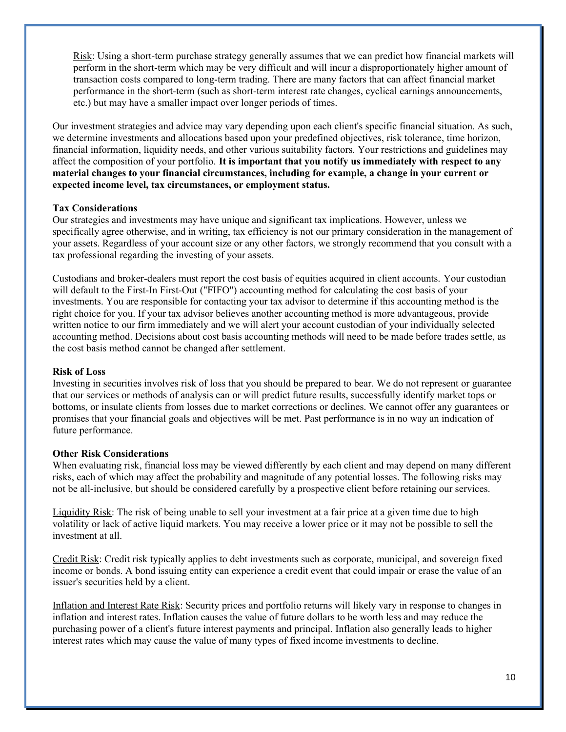Risk: Using a short-term purchase strategy generally assumes that we can predict how financial markets will perform in the short-term which may be very difficult and will incur a disproportionately higher amount of transaction costs compared to long-term trading. There are many factors that can affect financial market performance in the short-term (such as short-term interest rate changes, cyclical earnings announcements, etc.) but may have a smaller impact over longer periods of times.

Our investment strategies and advice may vary depending upon each client's specific financial situation. As such, we determine investments and allocations based upon your predefined objectives, risk tolerance, time horizon, financial information, liquidity needs, and other various suitability factors. Your restrictions and guidelines may affect the composition of your portfolio. **It is important that you notify us immediately with respect to any material changes to your financial circumstances, including for example, a change in your current or expected income level, tax circumstances, or employment status.**

**Tax Considerations**

Our strategies and investments may have unique and significant tax implications. However, unless we specifically agree otherwise, and in writing, tax efficiency is not our primary consideration in the management of your assets. Regardless of your account size or any other factors, we strongly recommend that you consult with a tax professional regarding the investing of your assets.

Custodians and broker-dealers must report the cost basis of equities acquired in client accounts. Your custodian will default to the First-In First-Out ("FIFO") accounting method for calculating the cost basis of your investments. You are responsible for contacting your tax advisor to determine if this accounting method is the right choice for you. If your tax advisor believes another accounting method is more advantageous, provide written notice to our firm immediately and we will alert your account custodian of your individually selected accounting method. Decisions about cost basis accounting methods will need to be made before trades settle, as the cost basis method cannot be changed after settlement.

**Risk of Loss**

Investing in securities involves risk of loss that you should be prepared to bear. We do not represent or guarantee that our services or methods of analysis can or will predict future results, successfully identify market tops or bottoms, or insulate clients from losses due to market corrections or declines. We cannot offer any guarantees or promises that your financial goals and objectives will be met. Past performance is in no way an indication of future performance.

**Other Risk Considerations**

When evaluating risk, financial loss may be viewed differently by each client and may depend on many different risks, each of which may affect the probability and magnitude of any potential losses. The following risks may not be all-inclusive, but should be considered carefully by a prospective client before retaining our services.

Liquidity Risk: The risk of being unable to sell your investment at a fair price at a given time due to high volatility or lack of active liquid markets. You may receive a lower price or it may not be possible to sell the investment at all.

Credit Risk: Credit risk typically applies to debt investments such as corporate, municipal, and sovereign fixed income or bonds. A bond issuing entity can experience a credit event that could impair or erase the value of an issuer's securities held by a client.

Inflation and Interest Rate Risk: Security prices and portfolio returns will likely vary in response to changes in inflation and interest rates. Inflation causes the value of future dollars to be worth less and may reduce the purchasing power of a client's future interest payments and principal. Inflation also generally leads to higher interest rates which may cause the value of many types of fixed income investments to decline.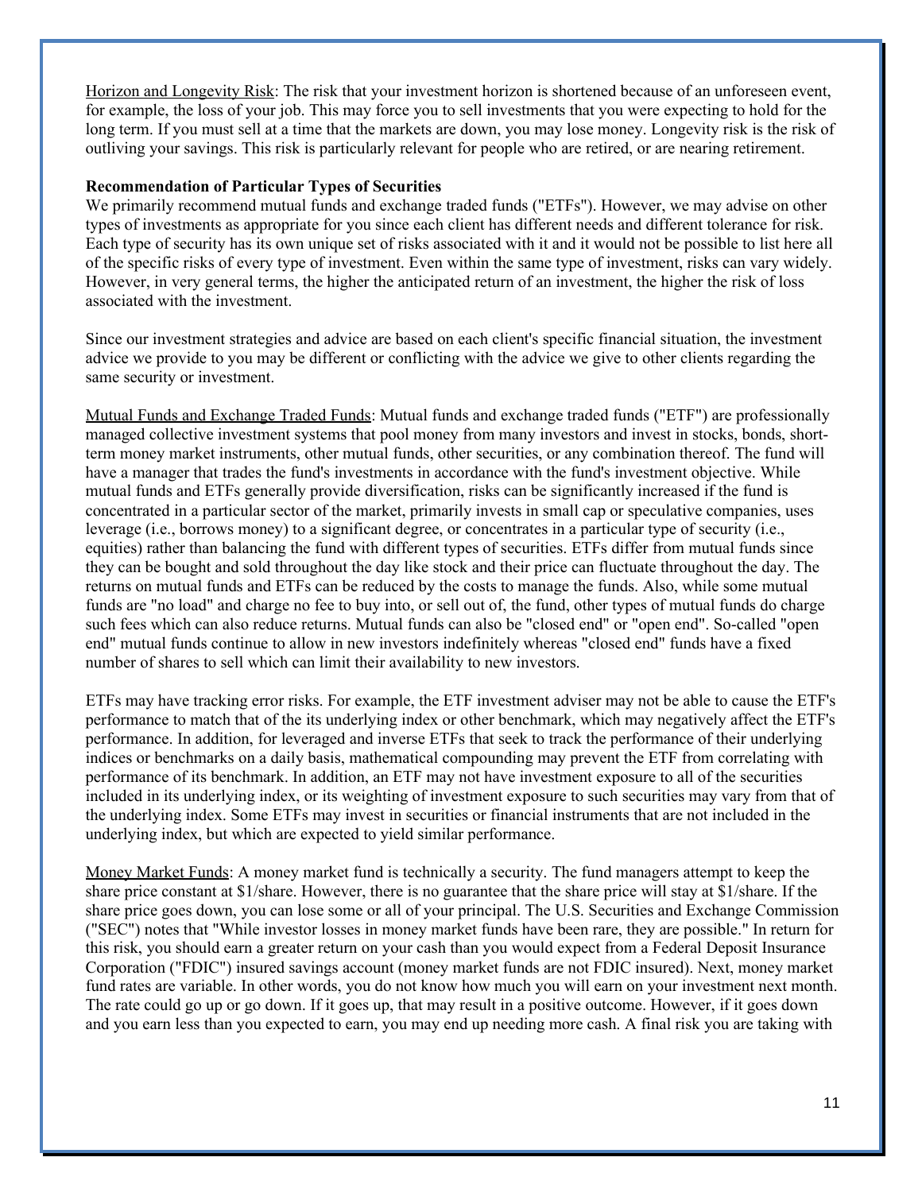<u>Horizon and Longevity Risk</u>: The risk that your investment horizon is shortened because of an unforeseen event, for example, the loss of your job. This may force you to sell investments that you were expecting to hold for the long term. If you must sell at a time that the markets are down, you may lose money. Longevity risk is the risk of outliving your savings. This risk is particularly relevant for people who are retired, or are nearing retirement.

**Recommendation of Particular Types of Securities**

We primarily recommend mutual funds and exchange traded funds ("ETFs"). However, we may advise on other types of investments as appropriate for you since each client has different needs and different tolerance for risk. Each type of security has its own unique set of risks associated with it and it would not be possible to list here all of the specific risks of every type of investment. Even within the same type of investment, risks can vary widely. However, in very general terms, the higher the anticipated return of an investment, the higher the risk of loss associated with the investment.

Since our investment strategies and advice are based on each client's specific financial situation, the investment advice we provide to you may be different or conflicting with the advice we give to other clients regarding the same security or investment.

<u>Mutual Funds and Exchange Traded Funds</u>: Mutual funds and exchange traded funds ("ETF") are professionally managed collective investment systems that pool money from many investors and invest in stocks, bonds, short-term money market instruments, other mutual funds, other securities, or any combination thereof. The fund will have a manager that trades the fund's investments in accordance with the fund's investment objective. While mutual funds and ETFs generally provide diversification, risks can be significantly increased if the fund is concentrated in a particular sector of the market, primarily invests in small cap or speculative companies, uses leverage (i.e., borrows money) to a significant degree, or concentrates in a particular type of security (i.e., equities) rather than balancing the fund with different types of securities. ETFs differ from mutual funds since they can be bought and sold throughout the day like stock and their price can fluctuate throughout the day. The returns on mutual funds and ETFs can be reduced by the costs to manage the funds. Also, while some mutual funds are "no load" and charge no fee to buy into, or sell out of, the fund, other types of mutual funds do charge such fees which can also reduce returns. Mutual funds can also be "closed end" or "open end". So-called "open end" mutual funds continue to allow in new investors indefinitely whereas "closed end" funds have a fixed number of shares to sell which can limit their availability to new investors.

ETFs may have tracking error risks. For example, the ETF investment adviser may not be able to cause the ETF's performance to match that of the its underlying index or other benchmark, which may negatively affect the ETF's performance. In addition, for leveraged and inverse ETFs that seek to track the performance of their underlying indices or benchmarks on a daily basis, mathematical compounding may prevent the ETF from correlating with performance of its benchmark. In addition, an ETF may not have investment exposure to all of the securities included in its underlying index, or its weighting of investment exposure to such securities may vary from that of the underlying index. Some ETFs may invest in securities or financial instruments that are not included in the underlying index, but which are expected to yield similar performance.

<u>Money Market Funds</u>: A money market fund is technically a security. The fund managers attempt to keep the share price constant at $1/share. However, there is no guarantee that the share price will stay at $1/share. If the share price goes down, you can lose some or all of your principal. The U.S. Securities and Exchange Commission ("SEC") notes that "While investor losses in money market funds have been rare, they are possible." In return for this risk, you should earn a greater return on your cash than you would expect from a Federal Deposit Insurance Corporation ("FDIC") insured savings account (money market funds are not FDIC insured). Next, money market fund rates are variable. In other words, you do not know how much you will earn on your investment next month. The rate could go up or go down. If it goes up, that may result in a positive outcome. However, if it goes down and you earn less than you expected to earn, you may end up needing more cash. A final risk you are taking with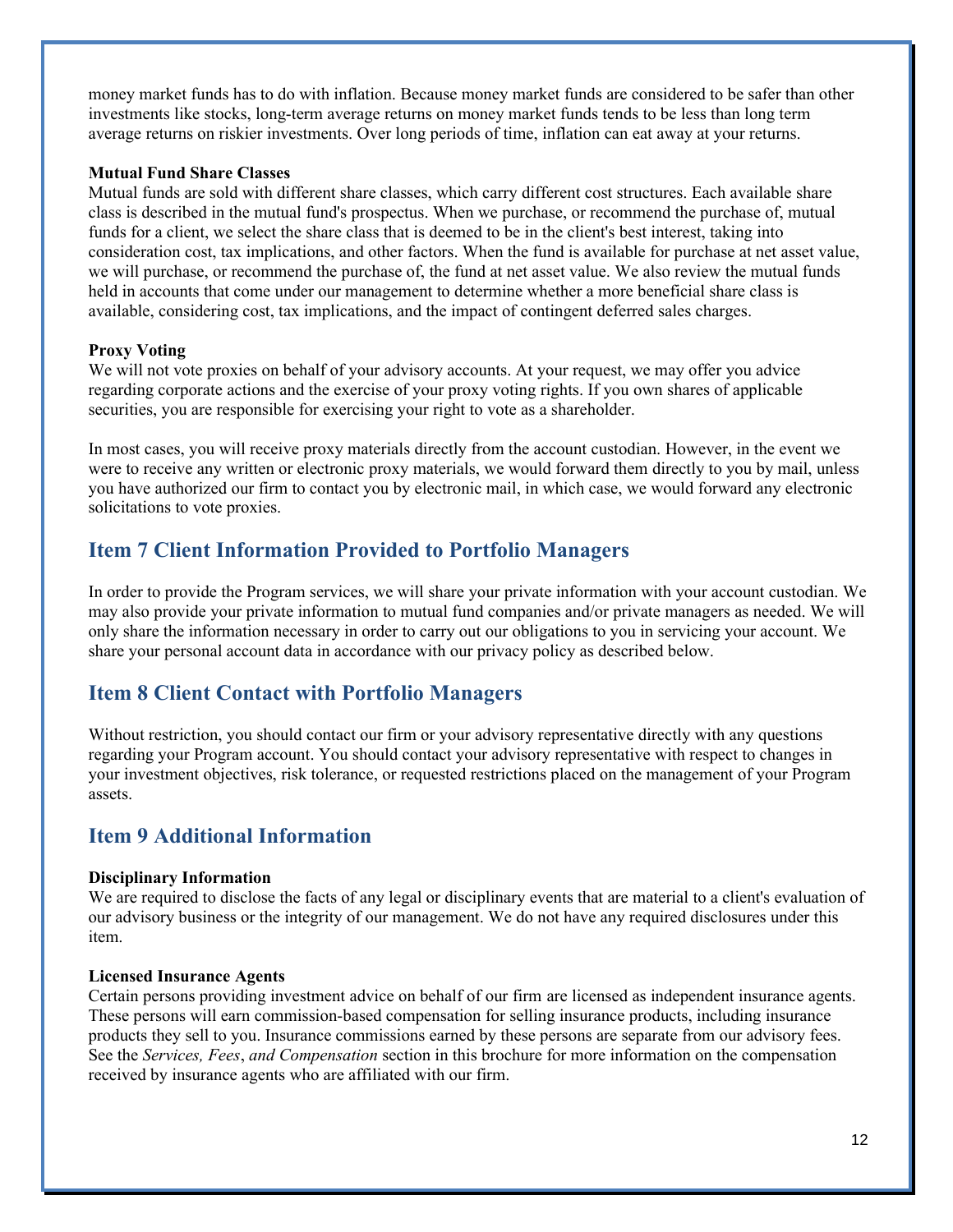money market funds has to do with inflation. Because money market funds are considered to be safer than other investments like stocks, long-term average returns on money market funds tends to be less than long term average returns on riskier investments. Over long periods of time, inflation can eat away at your returns.

**Mutual Fund Share Classes**

Mutual funds are sold with different share classes, which carry different cost structures. Each available share class is described in the mutual fund's prospectus. When we purchase, or recommend the purchase of, mutual funds for a client, we select the share class that is deemed to be in the client's best interest, taking into consideration cost, tax implications, and other factors. When the fund is available for purchase at net asset value, we will purchase, or recommend the purchase of, the fund at net asset value. We also review the mutual funds held in accounts that come under our management to determine whether a more beneficial share class is available, considering cost, tax implications, and the impact of contingent deferred sales charges.

**Proxy Voting**

We will not vote proxies on behalf of your advisory accounts. At your request, we may offer you advice regarding corporate actions and the exercise of your proxy voting rights. If you own shares of applicable securities, you are responsible for exercising your right to vote as a shareholder.

In most cases, you will receive proxy materials directly from the account custodian. However, in the event we were to receive any written or electronic proxy materials, we would forward them directly to you by mail, unless you have authorized our firm to contact you by electronic mail, in which case, we would forward any electronic solicitations to vote proxies.

## Item 7 Client Information Provided to Portfolio Managers

In order to provide the Program services, we will share your private information with your account custodian. We may also provide your private information to mutual fund companies and/or private managers as needed. We will only share the information necessary in order to carry out our obligations to you in servicing your account. We share your personal account data in accordance with our privacy policy as described below.

## Item 8 Client Contact with Portfolio Managers

Without restriction, you should contact our firm or your advisory representative directly with any questions regarding your Program account. You should contact your advisory representative with respect to changes in your investment objectives, risk tolerance, or requested restrictions placed on the management of your Program assets.

## Item 9 Additional Information

**Disciplinary Information**

We are required to disclose the facts of any legal or disciplinary events that are material to a client's evaluation of our advisory business or the integrity of our management. We do not have any required disclosures under this item.

**Licensed Insurance Agents**

Certain persons providing investment advice on behalf of our firm are licensed as independent insurance agents. These persons will earn commission-based compensation for selling insurance products, including insurance products they sell to you. Insurance commissions earned by these persons are separate from our advisory fees. See the *Services, Fees, and Compensation* section in this brochure for more information on the compensation received by insurance agents who are affiliated with our firm.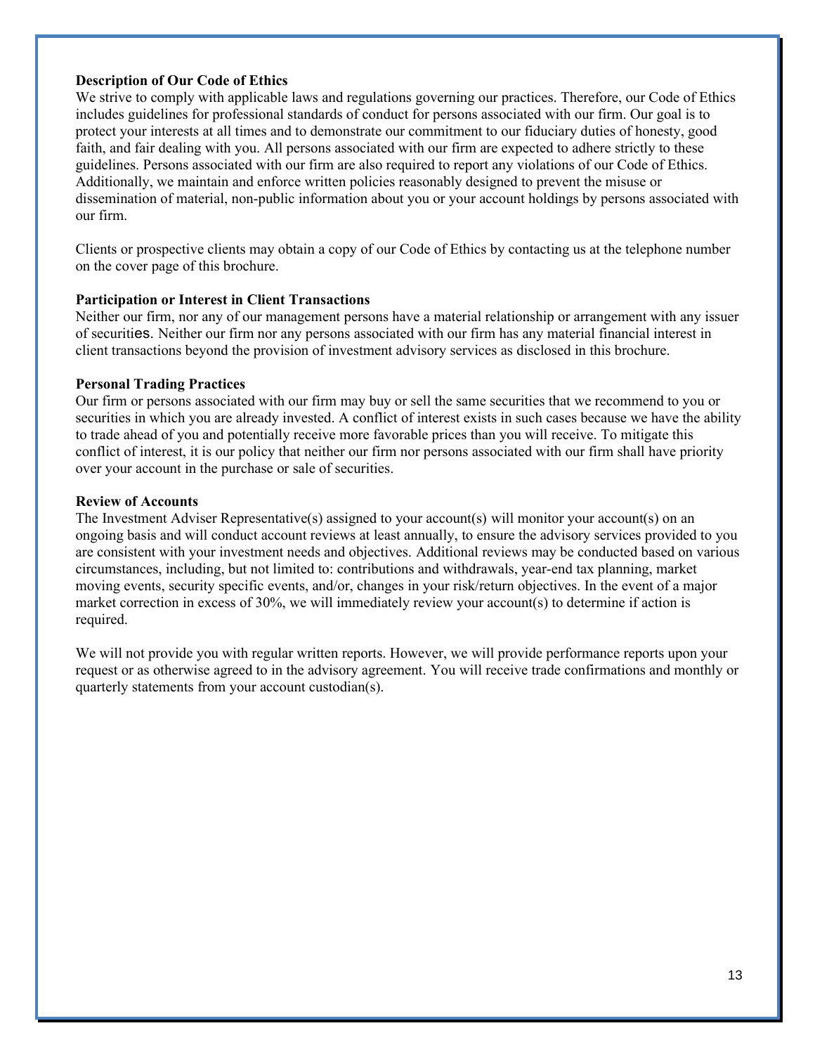**Description of Our Code of Ethics**

We strive to comply with applicable laws and regulations governing our practices. Therefore, our Code of Ethics includes guidelines for professional standards of conduct for persons associated with our firm. Our goal is to protect your interests at all times and to demonstrate our commitment to our fiduciary duties of honesty, good faith, and fair dealing with you. All persons associated with our firm are expected to adhere strictly to these guidelines. Persons associated with our firm are also required to report any violations of our Code of Ethics. Additionally, we maintain and enforce written policies reasonably designed to prevent the misuse or dissemination of material, non-public information about you or your account holdings by persons associated with our firm.

Clients or prospective clients may obtain a copy of our Code of Ethics by contacting us at the telephone number on the cover page of this brochure.

**Participation or Interest in Client Transactions**

Neither our firm, nor any of our management persons have a material relationship or arrangement with any issuer of securities. Neither our firm nor any persons associated with our firm has any material financial interest in client transactions beyond the provision of investment advisory services as disclosed in this brochure.

**Personal Trading Practices**

Our firm or persons associated with our firm may buy or sell the same securities that we recommend to you or securities in which you are already invested. A conflict of interest exists in such cases because we have the ability to trade ahead of you and potentially receive more favorable prices than you will receive. To mitigate this conflict of interest, it is our policy that neither our firm nor persons associated with our firm shall have priority over your account in the purchase or sale of securities.

**Review of Accounts**

The Investment Adviser Representative(s) assigned to your account(s) will monitor your account(s) on an ongoing basis and will conduct account reviews at least annually, to ensure the advisory services provided to you are consistent with your investment needs and objectives. Additional reviews may be conducted based on various circumstances, including, but not limited to: contributions and withdrawals, year-end tax planning, market moving events, security specific events, and/or, changes in your risk/return objectives. In the event of a major market correction in excess of 30%, we will immediately review your account(s) to determine if action is required.

We will not provide you with regular written reports. However, we will provide performance reports upon your request or as otherwise agreed to in the advisory agreement. You will receive trade confirmations and monthly or quarterly statements from your account custodian(s).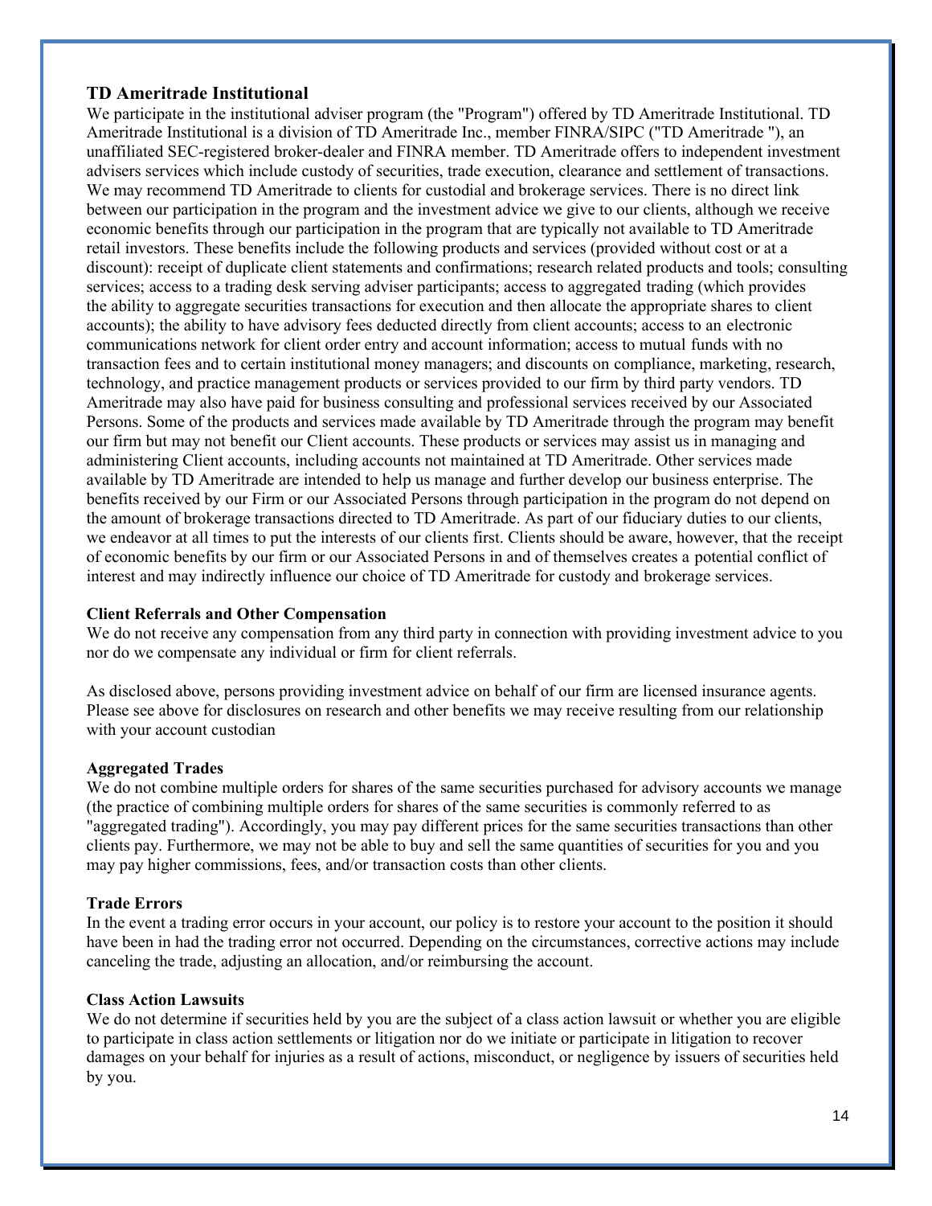### TD Ameritrade Institutional

We participate in the institutional adviser program (the "Program") offered by TD Ameritrade Institutional. TD Ameritrade Institutional is a division of TD Ameritrade Inc., member FINRA/SIPC ("TD Ameritrade "), an unaffiliated SEC-registered broker-dealer and FINRA member. TD Ameritrade offers to independent investment advisers services which include custody of securities, trade execution, clearance and settlement of transactions. We may recommend TD Ameritrade to clients for custodial and brokerage services. There is no direct link between our participation in the program and the investment advice we give to our clients, although we receive economic benefits through our participation in the program that are typically not available to TD Ameritrade retail investors. These benefits include the following products and services (provided without cost or at a discount): receipt of duplicate client statements and confirmations; research related products and tools; consulting services; access to a trading desk serving adviser participants; access to aggregated trading (which provides the ability to aggregate securities transactions for execution and then allocate the appropriate shares to client accounts); the ability to have advisory fees deducted directly from client accounts; access to an electronic communications network for client order entry and account information; access to mutual funds with no transaction fees and to certain institutional money managers; and discounts on compliance, marketing, research, technology, and practice management products or services provided to our firm by third party vendors. TD Ameritrade may also have paid for business consulting and professional services received by our Associated Persons. Some of the products and services made available by TD Ameritrade through the program may benefit our firm but may not benefit our Client accounts. These products or services may assist us in managing and administering Client accounts, including accounts not maintained at TD Ameritrade. Other services made available by TD Ameritrade are intended to help us manage and further develop our business enterprise. The benefits received by our Firm or our Associated Persons through participation in the program do not depend on the amount of brokerage transactions directed to TD Ameritrade. As part of our fiduciary duties to our clients, we endeavor at all times to put the interests of our clients first. Clients should be aware, however, that the receipt of economic benefits by our firm or our Associated Persons in and of themselves creates a potential conflict of interest and may indirectly influence our choice of TD Ameritrade for custody and brokerage services.

#### Client Referrals and Other Compensation

We do not receive any compensation from any third party in connection with providing investment advice to you nor do we compensate any individual or firm for client referrals.

As disclosed above, persons providing investment advice on behalf of our firm are licensed insurance agents. Please see above for disclosures on research and other benefits we may receive resulting from our relationship with your account custodian

#### Aggregated Trades

We do not combine multiple orders for shares of the same securities purchased for advisory accounts we manage (the practice of combining multiple orders for shares of the same securities is commonly referred to as "aggregated trading"). Accordingly, you may pay different prices for the same securities transactions than other clients pay. Furthermore, we may not be able to buy and sell the same quantities of securities for you and you may pay higher commissions, fees, and/or transaction costs than other clients.

#### Trade Errors

In the event a trading error occurs in your account, our policy is to restore your account to the position it should have been in had the trading error not occurred. Depending on the circumstances, corrective actions may include canceling the trade, adjusting an allocation, and/or reimbursing the account.

#### Class Action Lawsuits

We do not determine if securities held by you are the subject of a class action lawsuit or whether you are eligible to participate in class action settlements or litigation nor do we initiate or participate in litigation to recover damages on your behalf for injuries as a result of actions, misconduct, or negligence by issuers of securities held by you.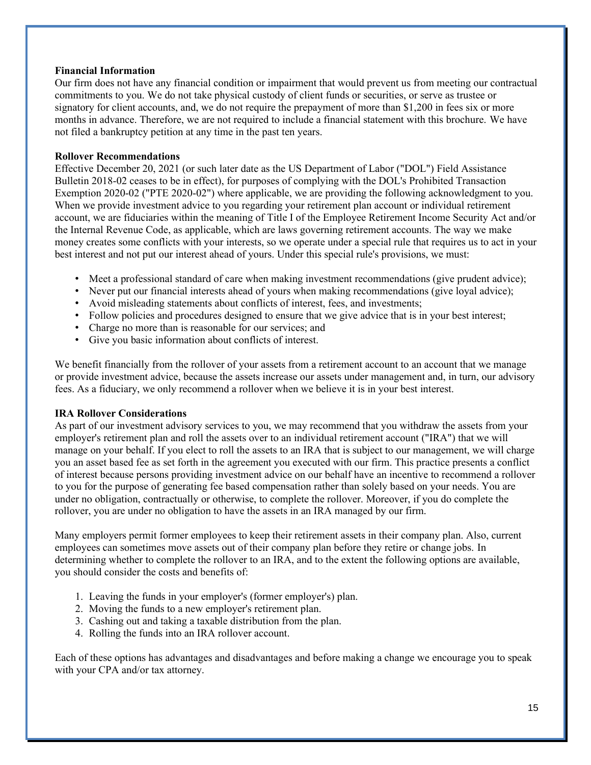**Financial Information**

Our firm does not have any financial condition or impairment that would prevent us from meeting our contractual commitments to you. We do not take physical custody of client funds or securities, or serve as trustee or signatory for client accounts, and, we do not require the prepayment of more than $1,200 in fees six or more months in advance. Therefore, we are not required to include a financial statement with this brochure. We have not filed a bankruptcy petition at any time in the past ten years.

**Rollover Recommendations**

Effective December 20, 2021 (or such later date as the US Department of Labor ("DOL") Field Assistance Bulletin 2018-02 ceases to be in effect), for purposes of complying with the DOL's Prohibited Transaction Exemption 2020-02 ("PTE 2020-02") where applicable, we are providing the following acknowledgment to you. When we provide investment advice to you regarding your retirement plan account or individual retirement account, we are fiduciaries within the meaning of Title I of the Employee Retirement Income Security Act and/or the Internal Revenue Code, as applicable, which are laws governing retirement accounts. The way we make money creates some conflicts with your interests, so we operate under a special rule that requires us to act in your best interest and not put our interest ahead of yours. Under this special rule's provisions, we must:

- Meet a professional standard of care when making investment recommendations (give prudent advice);
- Never put our financial interests ahead of yours when making recommendations (give loyal advice);
- Avoid misleading statements about conflicts of interest, fees, and investments;
- Follow policies and procedures designed to ensure that we give advice that is in your best interest;
- Charge no more than is reasonable for our services; and
- Give you basic information about conflicts of interest.

We benefit financially from the rollover of your assets from a retirement account to an account that we manage or provide investment advice, because the assets increase our assets under management and, in turn, our advisory fees. As a fiduciary, we only recommend a rollover when we believe it is in your best interest.

**IRA Rollover Considerations**

As part of our investment advisory services to you, we may recommend that you withdraw the assets from your employer's retirement plan and roll the assets over to an individual retirement account ("IRA") that we will manage on your behalf. If you elect to roll the assets to an IRA that is subject to our management, we will charge you an asset based fee as set forth in the agreement you executed with our firm. This practice presents a conflict of interest because persons providing investment advice on our behalf have an incentive to recommend a rollover to you for the purpose of generating fee based compensation rather than solely based on your needs. You are under no obligation, contractually or otherwise, to complete the rollover. Moreover, if you do complete the rollover, you are under no obligation to have the assets in an IRA managed by our firm.

Many employers permit former employees to keep their retirement assets in their company plan. Also, current employees can sometimes move assets out of their company plan before they retire or change jobs. In determining whether to complete the rollover to an IRA, and to the extent the following options are available, you should consider the costs and benefits of:

1. Leaving the funds in your employer's (former employer's) plan.
2. Moving the funds to a new employer's retirement plan.
3. Cashing out and taking a taxable distribution from the plan.
4. Rolling the funds into an IRA rollover account.

Each of these options has advantages and disadvantages and before making a change we encourage you to speak with your CPA and/or tax attorney.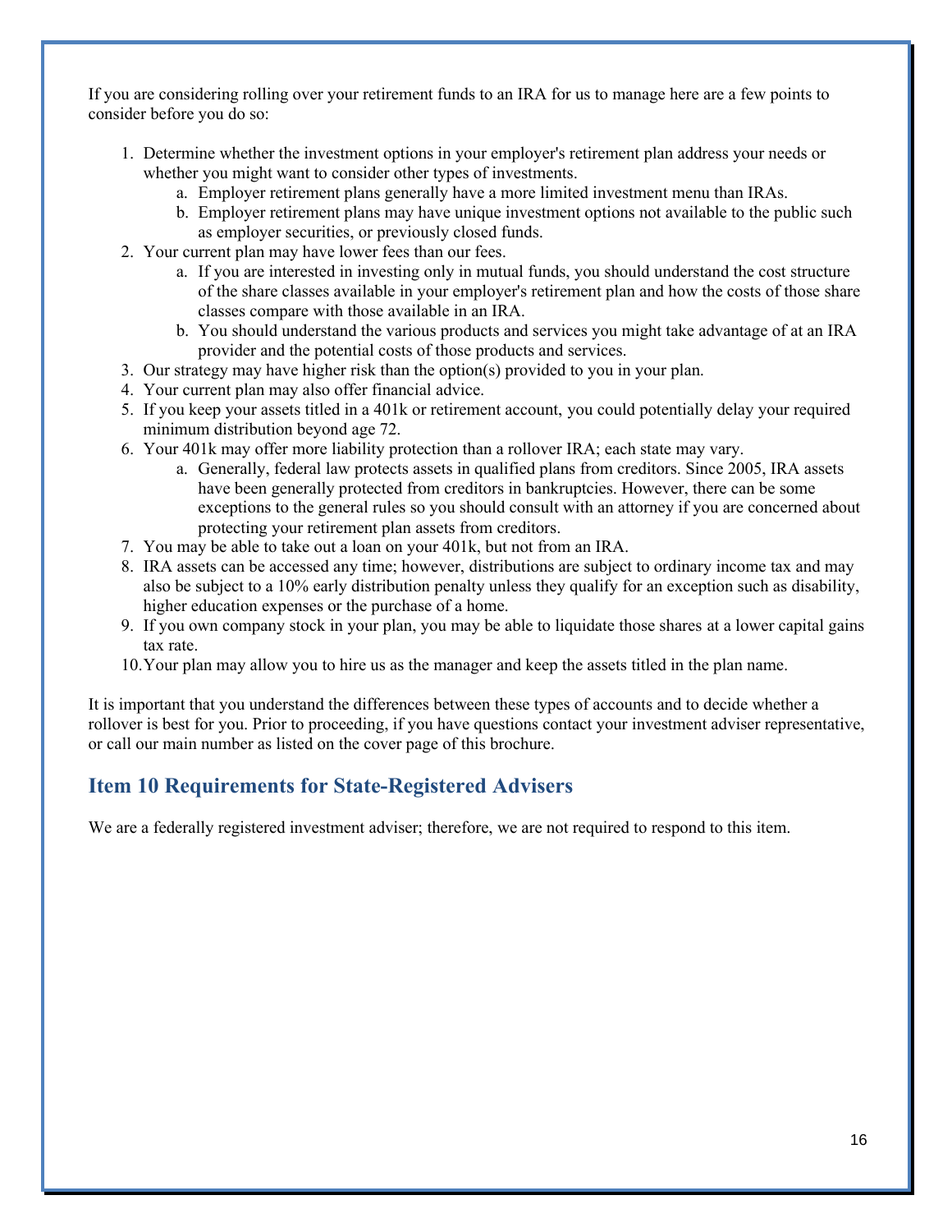If you are considering rolling over your retirement funds to an IRA for us to manage here are a few points to consider before you do so:

1. Determine whether the investment options in your employer's retirement plan address your needs or whether you might want to consider other types of investments.
    a. Employer retirement plans generally have a more limited investment menu than IRAs.
    b. Employer retirement plans may have unique investment options not available to the public such as employer securities, or previously closed funds.
2. Your current plan may have lower fees than our fees.
    a. If you are interested in investing only in mutual funds, you should understand the cost structure of the share classes available in your employer's retirement plan and how the costs of those share classes compare with those available in an IRA.
    b. You should understand the various products and services you might take advantage of at an IRA provider and the potential costs of those products and services.
3. Our strategy may have higher risk than the option(s) provided to you in your plan.
4. Your current plan may also offer financial advice.
5. If you keep your assets titled in a 401k or retirement account, you could potentially delay your required minimum distribution beyond age 72.
6. Your 401k may offer more liability protection than a rollover IRA; each state may vary.
    a. Generally, federal law protects assets in qualified plans from creditors. Since 2005, IRA assets have been generally protected from creditors in bankruptcies. However, there can be some exceptions to the general rules so you should consult with an attorney if you are concerned about protecting your retirement plan assets from creditors.
7. You may be able to take out a loan on your 401k, but not from an IRA.
8. IRA assets can be accessed any time; however, distributions are subject to ordinary income tax and may also be subject to a 10% early distribution penalty unless they qualify for an exception such as disability, higher education expenses or the purchase of a home.
9. If you own company stock in your plan, you may be able to liquidate those shares at a lower capital gains tax rate.
10. Your plan may allow you to hire us as the manager and keep the assets titled in the plan name.

It is important that you understand the differences between these types of accounts and to decide whether a rollover is best for you. Prior to proceeding, if you have questions contact your investment adviser representative, or call our main number as listed on the cover page of this brochure.

## Item 10 Requirements for State-Registered Advisers

We are a federally registered investment adviser; therefore, we are not required to respond to this item.